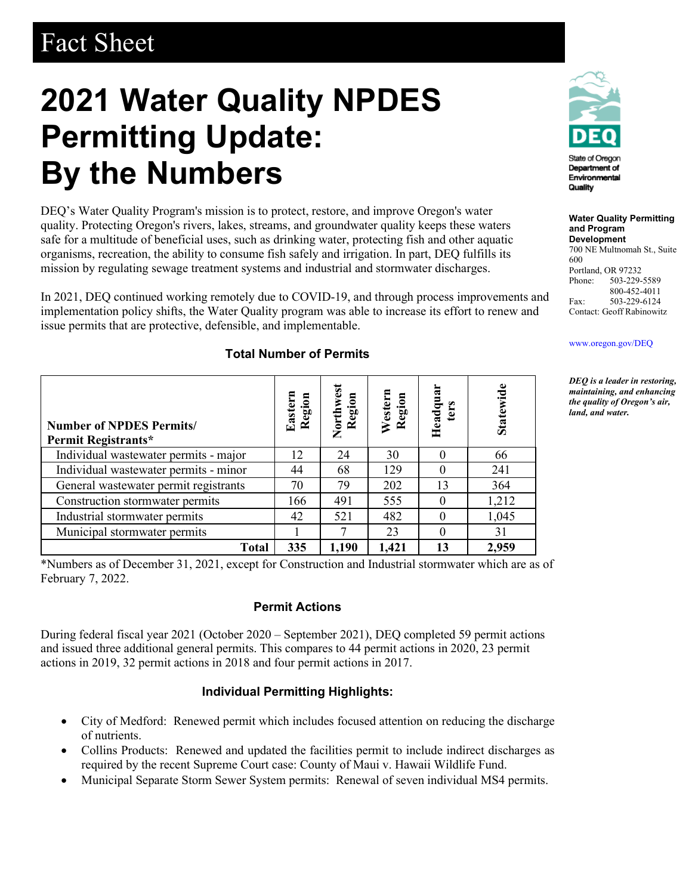# Fact Sheet

# 2021 Water Quality NPDES Permitting Update: By the Numbers

DEQ's Water Quality Program's mission is to protect, restore, and improve Oregon's water quality. Protecting Oregon's rivers, lakes, streams, and groundwater quality keeps these waters safe for a multitude of beneficial uses, such as drinking water, protecting fish and other aquatic organisms, recreation, the ability to consume fish safely and irrigation. In part, DEQ fulfills its mission by regulating sewage treatment systems and industrial and stormwater discharges.

In 2021, DEQ continued working remotely due to COVID-19, and through process improvements and implementation policy shifts, the Water Quality program was able to increase its effort to renew and issue permits that are protective, defensible, and implementable.

**Water Quality Permitting and Program Development**
700 NE Multnomah St., Suite 600
Portland, OR 97232
Phone: 503-229-5589
800-452-4011
Fax: 503-229-6124
Contact: Geoff Rabinowitz

www.oregon.gov/DEQ

*DEQ is a leader in restoring, maintaining, and enhancing the quality of Oregon's air, land, and water.*

### Total Number of Permits

| Number of NPDES Permits/ Permit Registrants* | Eastern Region | Northwest Region | Western Region | Headquarters | Statewide |
|---|---|---|---|---|---|
| Individual wastewater permits - major | 12 | 24 | 30 | 0 | 66 |
| Individual wastewater permits - minor | 44 | 68 | 129 | 0 | 241 |
| General wastewater permit registrants | 70 | 79 | 202 | 13 | 364 |
| Construction stormwater permits | 166 | 491 | 555 | 0 | 1,212 |
| Industrial stormwater permits | 42 | 521 | 482 | 0 | 1,045 |
| Municipal stormwater permits | 1 | 7 | 23 | 0 | 31 |
| **Total** | **335** | **1,190** | **1,421** | **13** | **2,959** |

*Numbers as of December 31, 2021, except for Construction and Industrial stormwater which are as of February 7, 2022.

### Permit Actions

During federal fiscal year 2021 (October 2020 – September 2021), DEQ completed 59 permit actions and issued three additional general permits. This compares to 44 permit actions in 2020, 23 permit actions in 2019, 32 permit actions in 2018 and four permit actions in 2017.

### Individual Permitting Highlights:

- City of Medford: Renewed permit which includes focused attention on reducing the discharge of nutrients.
- Collins Products: Renewed and updated the facilities permit to include indirect discharges as required by the recent Supreme Court case: County of Maui v. Hawaii Wildlife Fund.
- Municipal Separate Storm Sewer System permits: Renewal of seven individual MS4 permits.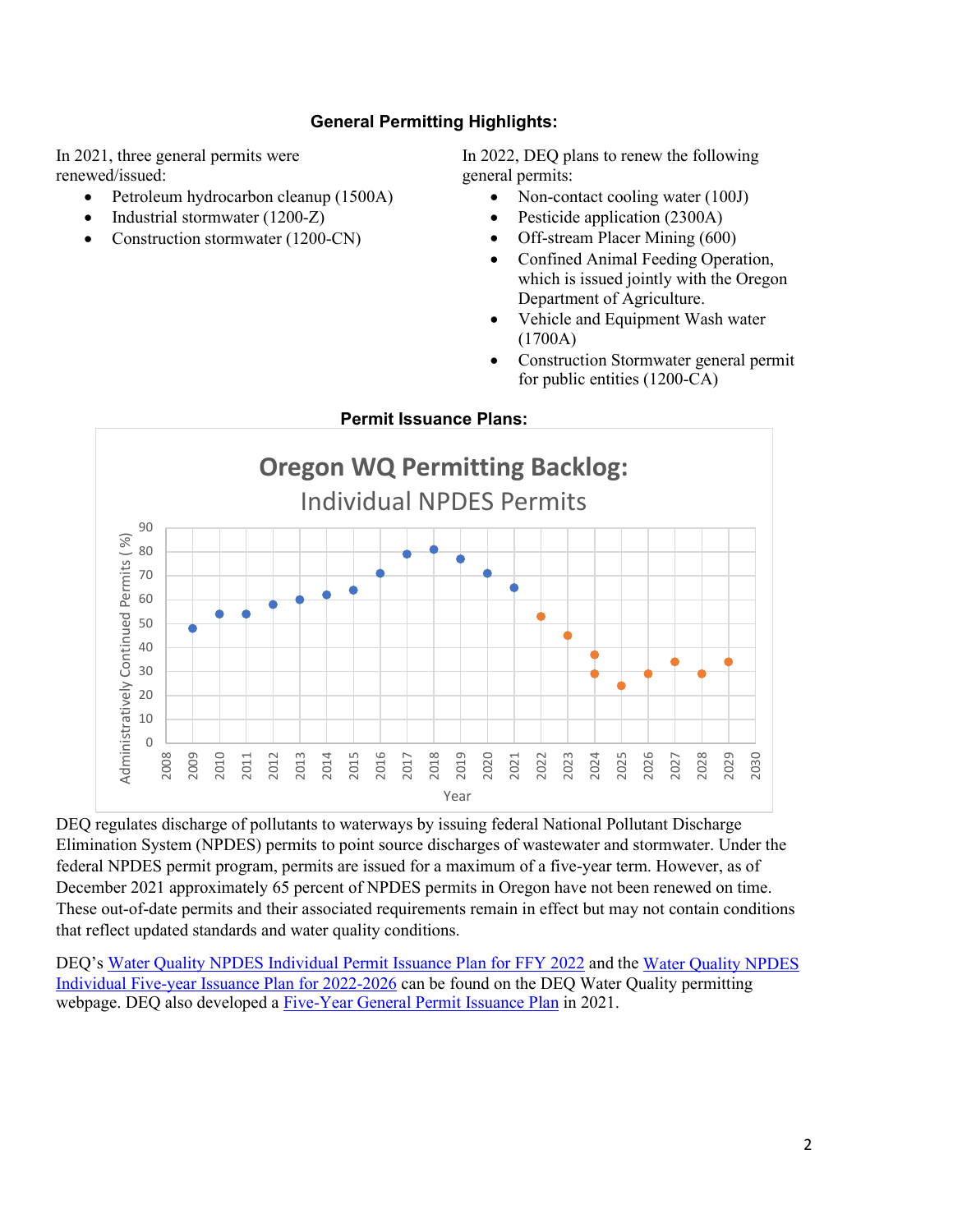### General Permitting Highlights:

In 2021, three general permits were renewed/issued:

- Petroleum hydrocarbon cleanup (1500A)
- Industrial stormwater (1200-Z)
- Construction stormwater (1200-CN)

In 2022, DEQ plans to renew the following general permits:

- Non-contact cooling water (100J)
- Pesticide application (2300A)
- Off-stream Placer Mining (600)
- Confined Animal Feeding Operation, which is issued jointly with the Oregon Department of Agriculture.
- Vehicle and Equipment Wash water (1700A)
- Construction Stormwater general permit for public entities (1200-CA)

### Permit Issuance Plans:

**Oregon WQ Permitting Backlog:**
Individual NPDES Permits

| Year | Administratively Continued Permits (%) |
|---|---|
| 2009 | 48 |
| 2010 | 54 |
| 2011 | 54 |
| 2012 | 58 |
| 2013 | 60 |
| 2014 | 62 |
| 2015 | 64 |
| 2016 | 71 |
| 2017 | 79 |
| 2018 | 81 |
| 2019 | 77 |
| 2020 | 71 |
| 2021 | 65 |
| 2022 | 53 |
| 2023 | 45 |
| 2024 | 37, 29 |
| 2025 | 24 |
| 2026 | 29 |
| 2027 | 34 |
| 2028 | 29 |
| 2029 | 34 |

DEQ regulates discharge of pollutants to waterways by issuing federal National Pollutant Discharge Elimination System (NPDES) permits to point source discharges of wastewater and stormwater. Under the federal NPDES permit program, permits are issued for a maximum of a five-year term. However, as of December 2021 approximately 65 percent of NPDES permits in Oregon have not been renewed on time. These out-of-date permits and their associated requirements remain in effect but may not contain conditions that reflect updated standards and water quality conditions.

DEQ's Water Quality NPDES Individual Permit Issuance Plan for FFY 2022 and the Water Quality NPDES Individual Five-year Issuance Plan for 2022-2026 can be found on the DEQ Water Quality permitting webpage. DEQ also developed a Five-Year General Permit Issuance Plan in 2021.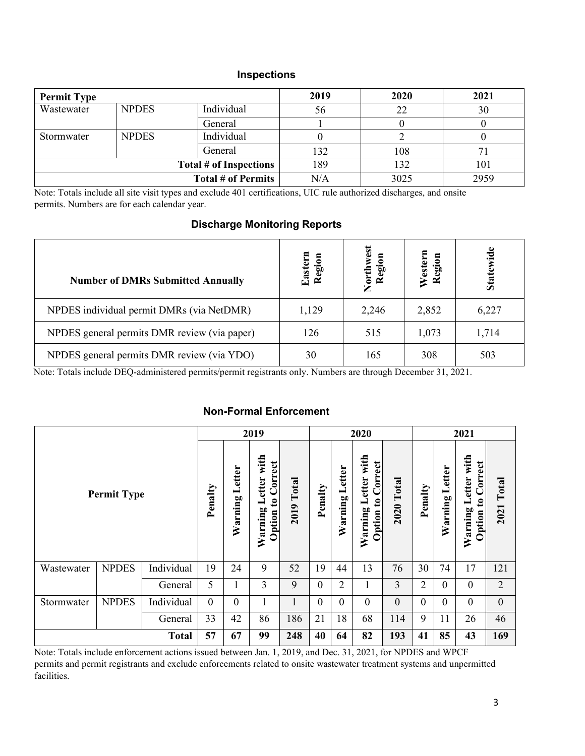## Inspections

| Permit Type | | | 2019 | 2020 | 2021 |
|---|---|---|---|---|---|
| Wastewater | NPDES | Individual | 56 | 22 | 30 |
| | | General | 1 | 0 | 0 |
| Stormwater | NPDES | Individual | 0 | 2 | 0 |
| | | General | 132 | 108 | 71 |
| | | **Total # of Inspections** | 189 | 132 | 101 |
| | | **Total # of Permits** | N/A | 3025 | 2959 |

Note: Totals include all site visit types and exclude 401 certifications, UIC rule authorized discharges, and onsite permits. Numbers are for each calendar year.

## Discharge Monitoring Reports

| Number of DMRs Submitted Annually | Eastern Region | Northwest Region | Western Region | Statewide |
|---|---|---|---|---|
| NPDES individual permit DMRs (via NetDMR) | 1,129 | 2,246 | 2,852 | 6,227 |
| NPDES general permits DMR review (via paper) | 126 | 515 | 1,073 | 1,714 |
| NPDES general permits DMR review (via YDO) | 30 | 165 | 308 | 503 |

Note: Totals include DEQ-administered permits/permit registrants only. Numbers are through December 31, 2021.

## Non-Formal Enforcement

| Permit Type | | | 2019 | | | | 2020 | | | | 2021 | | | |
|---|---|---|---|---|---|---|---|---|---|---|---|---|---|---|
| | | | Penalty | Warning Letter | Warning Letter with Option to Correct | 2019 Total | Penalty | Warning Letter | Warning Letter with Option to Correct | 2020 Total | Penalty | Warning Letter | Warning Letter with Option to Correct | 2021 Total |
| Wastewater | NPDES | Individual | 19 | 24 | 9 | 52 | 19 | 44 | 13 | 76 | 30 | 74 | 17 | 121 |
| | | General | 5 | 1 | 3 | 9 | 0 | 2 | 1 | 3 | 2 | 0 | 0 | 2 |
| Stormwater | NPDES | Individual | 0 | 0 | 1 | 1 | 0 | 0 | 0 | 0 | 0 | 0 | 0 | 0 |
| | | General | 33 | 42 | 86 | 186 | 21 | 18 | 68 | 114 | 9 | 11 | 26 | 46 |
| | | **Total** | **57** | **67** | **99** | **248** | **40** | **64** | **82** | **193** | **41** | **85** | **43** | **169** |

Note: Totals include enforcement actions issued between Jan. 1, 2019, and Dec. 31, 2021, for NPDES and WPCF permits and permit registrants and exclude enforcements related to onsite wastewater treatment systems and unpermitted facilities.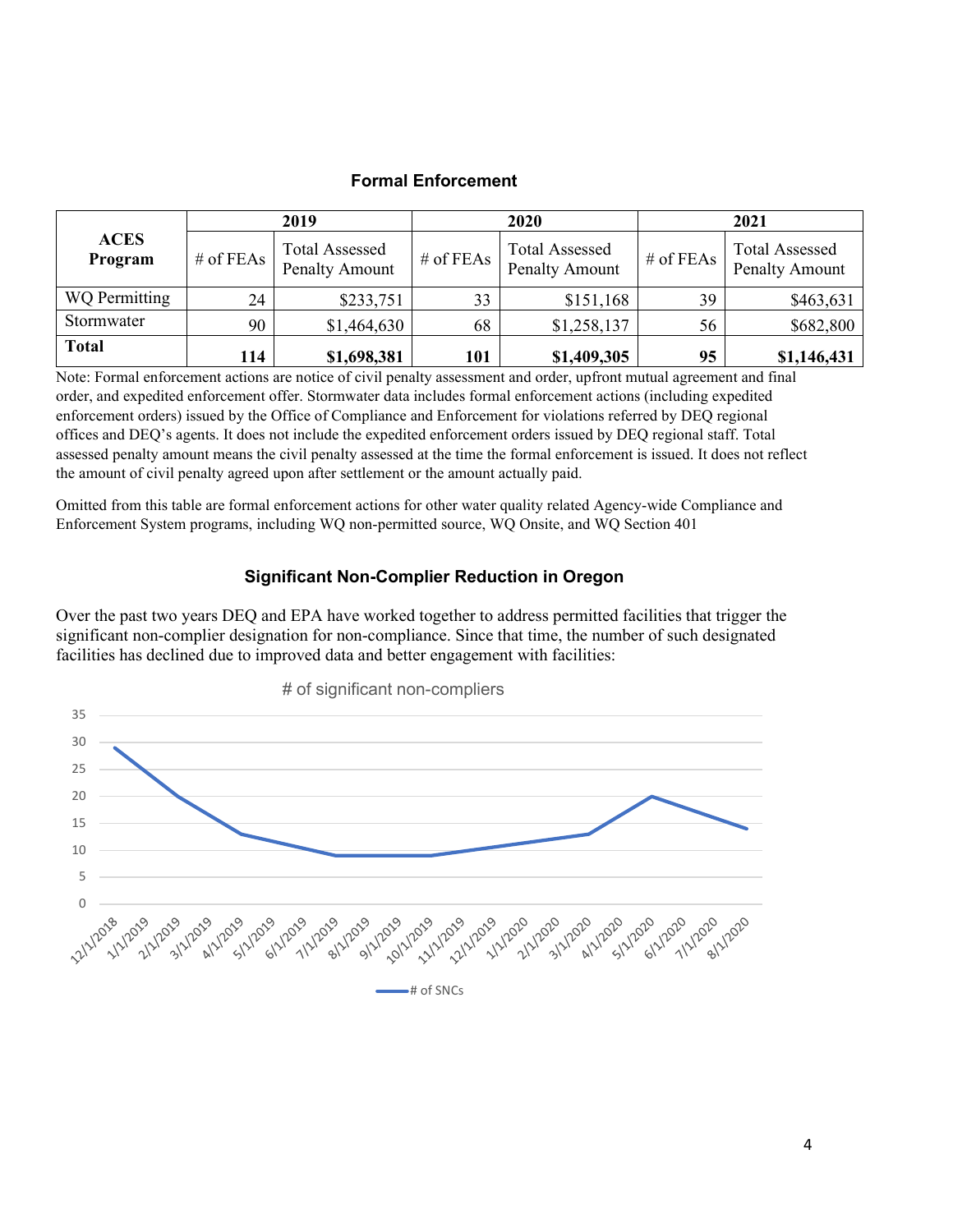### Formal Enforcement

| ACES Program | 2019 | | 2020 | | 2021 | |
|---|---|---|---|---|---|---|
| | # of FEAs | Total Assessed Penalty Amount | # of FEAs | Total Assessed Penalty Amount | # of FEAs | Total Assessed Penalty Amount |
| WQ Permitting | 24 | $233,751 | 33 | $151,168 | 39 | $463,631 |
| Stormwater | 90 | $1,464,630 | 68 | $1,258,137 | 56 | $682,800 |
| **Total** | **114** | **$1,698,381** | **101** | **$1,409,305** | **95** | **$1,146,431** |

Note: Formal enforcement actions are notice of civil penalty assessment and order, upfront mutual agreement and final order, and expedited enforcement offer. Stormwater data includes formal enforcement actions (including expedited enforcement orders) issued by the Office of Compliance and Enforcement for violations referred by DEQ regional offices and DEQ's agents. It does not include the expedited enforcement orders issued by DEQ regional staff. Total assessed penalty amount means the civil penalty assessed at the time the formal enforcement is issued. It does not reflect the amount of civil penalty agreed upon after settlement or the amount actually paid.

Omitted from this table are formal enforcement actions for other water quality related Agency-wide Compliance and Enforcement System programs, including WQ non-permitted source, WQ Onsite, and WQ Section 401

### Significant Non-Complier Reduction in Oregon

Over the past two years DEQ and EPA have worked together to address permitted facilities that trigger the significant non-complier designation for non-compliance. Since that time, the number of such designated facilities has declined due to improved data and better engagement with facilities:

# of significant non-compliers

35
30
25
20
15
10
5
0

12/1/2018 1/1/2019 2/1/2019 3/1/2019 4/1/2019 5/1/2019 6/1/2019 7/1/2019 8/1/2019 9/1/2019 10/1/2019 11/1/2019 12/1/2019 1/1/2020 2/1/2020 3/1/2020 4/1/2020 5/1/2020 6/1/2020 7/1/2020 8/1/2020

# of SNCs